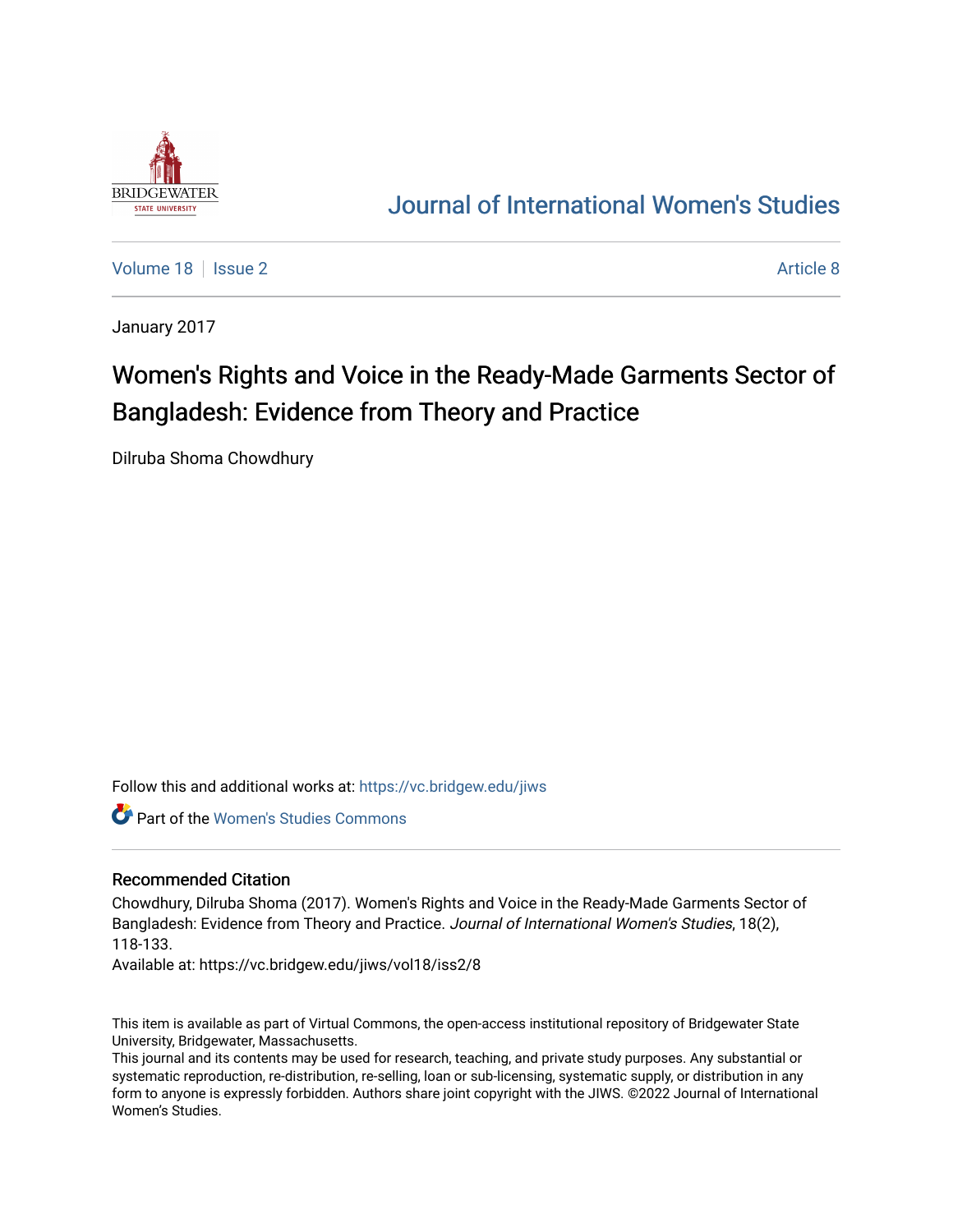Journal of International Women's Studies

Volume 18 | Issue 2 | Article 8

January 2017

# Women's Rights and Voice in the Ready-Made Garments Sector of Bangladesh: Evidence from Theory and Practice

Dilruba Shoma Chowdhury

Follow this and additional works at: https://vc.bridgew.edu/jiws

Part of the Women's Studies Commons

## Recommended Citation

Chowdhury, Dilruba Shoma (2017). Women's Rights and Voice in the Ready-Made Garments Sector of Bangladesh: Evidence from Theory and Practice. *Journal of International Women's Studies*, 18(2), 118-133.

Available at: https://vc.bridgew.edu/jiws/vol18/iss2/8

This item is available as part of Virtual Commons, the open-access institutional repository of Bridgewater State University, Bridgewater, Massachusetts.

This journal and its contents may be used for research, teaching, and private study purposes. Any substantial or systematic reproduction, re-distribution, re-selling, loan or sub-licensing, systematic supply, or distribution in any form to anyone is expressly forbidden. Authors share joint copyright with the JIWS. ©2022 Journal of International Women's Studies.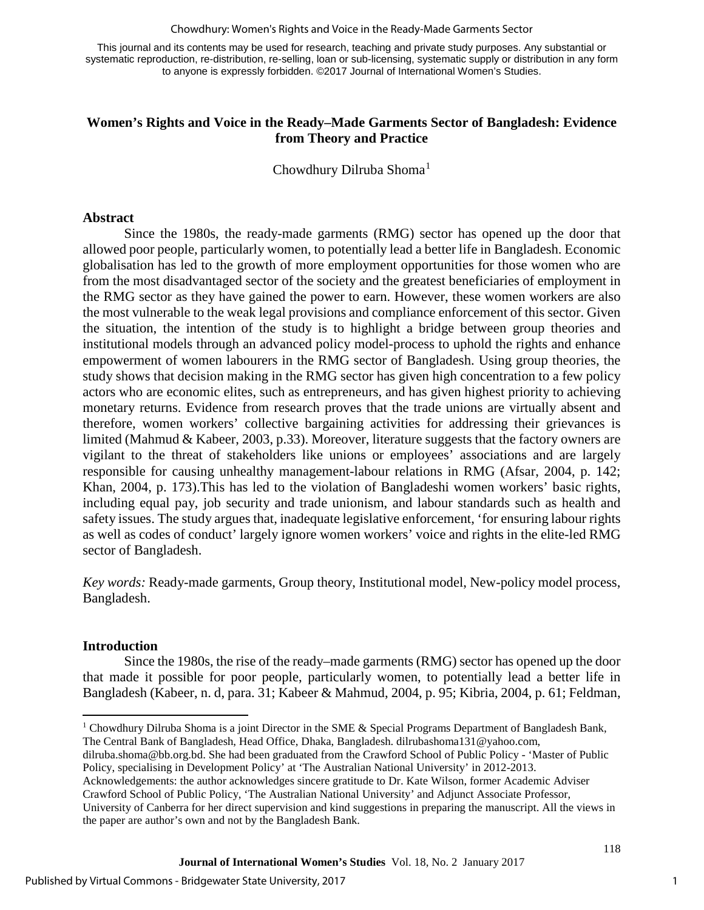This journal and its contents may be used for research, teaching and private study purposes. Any substantial or systematic reproduction, re-distribution, re-selling, loan or sub-licensing, systematic supply or distribution in any form to anyone is expressly forbidden. ©2017 Journal of International Women's Studies.

## Women's Rights and Voice in the Ready–Made Garments Sector of Bangladesh: Evidence from Theory and Practice

Chowdhury Dilruba Shoma[1]

### Abstract

Since the 1980s, the ready-made garments (RMG) sector has opened up the door that allowed poor people, particularly women, to potentially lead a better life in Bangladesh. Economic globalisation has led to the growth of more employment opportunities for those women who are from the most disadvantaged sector of the society and the greatest beneficiaries of employment in the RMG sector as they have gained the power to earn. However, these women workers are also the most vulnerable to the weak legal provisions and compliance enforcement of this sector. Given the situation, the intention of the study is to highlight a bridge between group theories and institutional models through an advanced policy model-process to uphold the rights and enhance empowerment of women labourers in the RMG sector of Bangladesh. Using group theories, the study shows that decision making in the RMG sector has given high concentration to a few policy actors who are economic elites, such as entrepreneurs, and has given highest priority to achieving monetary returns. Evidence from research proves that the trade unions are virtually absent and therefore, women workers' collective bargaining activities for addressing their grievances is limited (Mahmud & Kabeer, 2003, p.33). Moreover, literature suggests that the factory owners are vigilant to the threat of stakeholders like unions or employees' associations and are largely responsible for causing unhealthy management-labour relations in RMG (Afsar, 2004, p. 142; Khan, 2004, p. 173).This has led to the violation of Bangladeshi women workers' basic rights, including equal pay, job security and trade unionism, and labour standards such as health and safety issues. The study argues that, inadequate legislative enforcement, 'for ensuring labour rights as well as codes of conduct' largely ignore women workers' voice and rights in the elite-led RMG sector of Bangladesh.

*Key words:* Ready-made garments, Group theory, Institutional model, New-policy model process, Bangladesh.

### Introduction

Since the 1980s, the rise of the ready–made garments (RMG) sector has opened up the door that made it possible for poor people, particularly women, to potentially lead a better life in Bangladesh (Kabeer, n. d, para. 31; Kabeer & Mahmud, 2004, p. 95; Kibria, 2004, p. 61; Feldman,

---

[1] Chowdhury Dilruba Shoma is a joint Director in the SME & Special Programs Department of Bangladesh Bank, The Central Bank of Bangladesh, Head Office, Dhaka, Bangladesh. dilrubashoma131@yahoo.com, dilruba.shoma@bb.org.bd. She had been graduated from the Crawford School of Public Policy - 'Master of Public Policy, specialising in Development Policy' at 'The Australian National University' in 2012-2013.
Acknowledgements: the author acknowledges sincere gratitude to Dr. Kate Wilson, former Academic Adviser Crawford School of Public Policy, 'The Australian National University' and Adjunct Associate Professor, University of Canberra for her direct supervision and kind suggestions in preparing the manuscript. All the views in the paper are author's own and not by the Bangladesh Bank.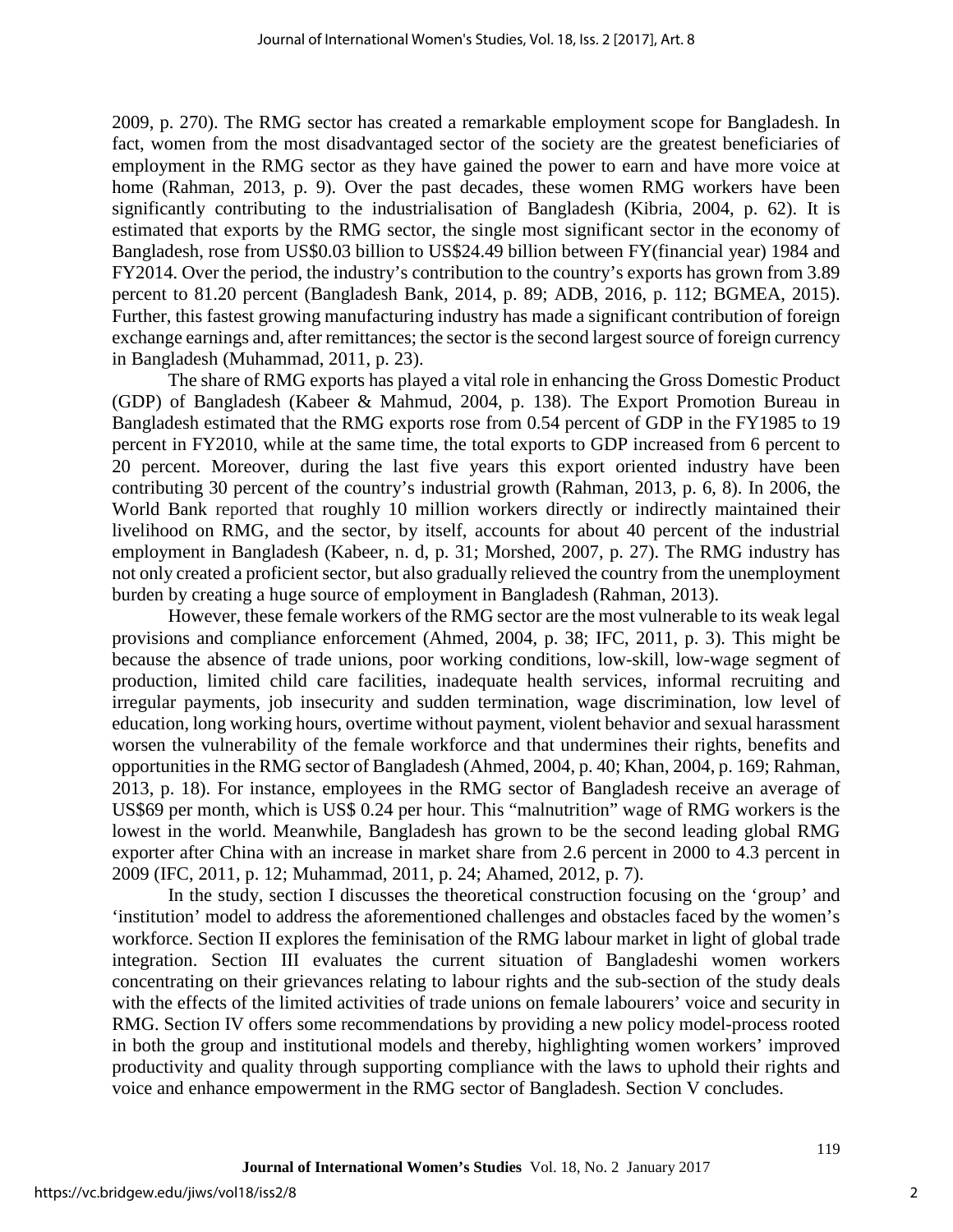2009, p. 270). The RMG sector has created a remarkable employment scope for Bangladesh. In fact, women from the most disadvantaged sector of the society are the greatest beneficiaries of employment in the RMG sector as they have gained the power to earn and have more voice at home (Rahman, 2013, p. 9). Over the past decades, these women RMG workers have been significantly contributing to the industrialisation of Bangladesh (Kibria, 2004, p. 62). It is estimated that exports by the RMG sector, the single most significant sector in the economy of Bangladesh, rose from US$0.03 billion to US$24.49 billion between FY(financial year) 1984 and FY2014. Over the period, the industry's contribution to the country's exports has grown from 3.89 percent to 81.20 percent (Bangladesh Bank, 2014, p. 89; ADB, 2016, p. 112; BGMEA, 2015). Further, this fastest growing manufacturing industry has made a significant contribution of foreign exchange earnings and, after remittances; the sector is the second largest source of foreign currency in Bangladesh (Muhammad, 2011, p. 23).

The share of RMG exports has played a vital role in enhancing the Gross Domestic Product (GDP) of Bangladesh (Kabeer & Mahmud, 2004, p. 138). The Export Promotion Bureau in Bangladesh estimated that the RMG exports rose from 0.54 percent of GDP in the FY1985 to 19 percent in FY2010, while at the same time, the total exports to GDP increased from 6 percent to 20 percent. Moreover, during the last five years this export oriented industry have been contributing 30 percent of the country's industrial growth (Rahman, 2013, p. 6, 8). In 2006, the World Bank reported that roughly 10 million workers directly or indirectly maintained their livelihood on RMG, and the sector, by itself, accounts for about 40 percent of the industrial employment in Bangladesh (Kabeer, n. d, p. 31; Morshed, 2007, p. 27). The RMG industry has not only created a proficient sector, but also gradually relieved the country from the unemployment burden by creating a huge source of employment in Bangladesh (Rahman, 2013).

However, these female workers of the RMG sector are the most vulnerable to its weak legal provisions and compliance enforcement (Ahmed, 2004, p. 38; IFC, 2011, p. 3). This might be because the absence of trade unions, poor working conditions, low-skill, low-wage segment of production, limited child care facilities, inadequate health services, informal recruiting and irregular payments, job insecurity and sudden termination, wage discrimination, low level of education, long working hours, overtime without payment, violent behavior and sexual harassment worsen the vulnerability of the female workforce and that undermines their rights, benefits and opportunities in the RMG sector of Bangladesh (Ahmed, 2004, p. 40; Khan, 2004, p. 169; Rahman, 2013, p. 18). For instance, employees in the RMG sector of Bangladesh receive an average of US$69 per month, which is US$ 0.24 per hour. This "malnutrition" wage of RMG workers is the lowest in the world. Meanwhile, Bangladesh has grown to be the second leading global RMG exporter after China with an increase in market share from 2.6 percent in 2000 to 4.3 percent in 2009 (IFC, 2011, p. 12; Muhammad, 2011, p. 24; Ahamed, 2012, p. 7).

In the study, section I discusses the theoretical construction focusing on the 'group' and 'institution' model to address the aforementioned challenges and obstacles faced by the women's workforce. Section II explores the feminisation of the RMG labour market in light of global trade integration. Section III evaluates the current situation of Bangladeshi women workers concentrating on their grievances relating to labour rights and the sub-section of the study deals with the effects of the limited activities of trade unions on female labourers' voice and security in RMG. Section IV offers some recommendations by providing a new policy model-process rooted in both the group and institutional models and thereby, highlighting women workers' improved productivity and quality through supporting compliance with the laws to uphold their rights and voice and enhance empowerment in the RMG sector of Bangladesh. Section V concludes.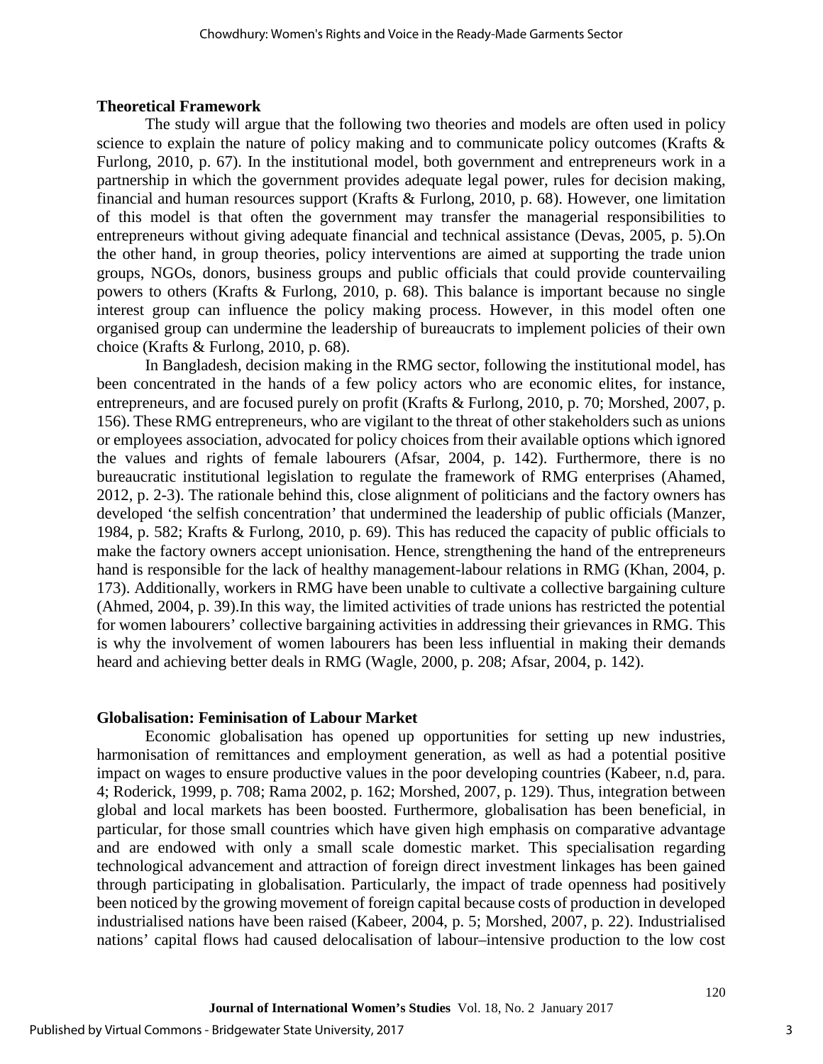**Theoretical Framework**

The study will argue that the following two theories and models are often used in policy science to explain the nature of policy making and to communicate policy outcomes (Krafts & Furlong, 2010, p. 67). In the institutional model, both government and entrepreneurs work in a partnership in which the government provides adequate legal power, rules for decision making, financial and human resources support (Krafts & Furlong, 2010, p. 68). However, one limitation of this model is that often the government may transfer the managerial responsibilities to entrepreneurs without giving adequate financial and technical assistance (Devas, 2005, p. 5).On the other hand, in group theories, policy interventions are aimed at supporting the trade union groups, NGOs, donors, business groups and public officials that could provide countervailing powers to others (Krafts & Furlong, 2010, p. 68). This balance is important because no single interest group can influence the policy making process. However, in this model often one organised group can undermine the leadership of bureaucrats to implement policies of their own choice (Krafts & Furlong, 2010, p. 68).

In Bangladesh, decision making in the RMG sector, following the institutional model, has been concentrated in the hands of a few policy actors who are economic elites, for instance, entrepreneurs, and are focused purely on profit (Krafts & Furlong, 2010, p. 70; Morshed, 2007, p. 156). These RMG entrepreneurs, who are vigilant to the threat of other stakeholders such as unions or employees association, advocated for policy choices from their available options which ignored the values and rights of female labourers (Afsar, 2004, p. 142). Furthermore, there is no bureaucratic institutional legislation to regulate the framework of RMG enterprises (Ahamed, 2012, p. 2-3). The rationale behind this, close alignment of politicians and the factory owners has developed 'the selfish concentration' that undermined the leadership of public officials (Manzer, 1984, p. 582; Krafts & Furlong, 2010, p. 69). This has reduced the capacity of public officials to make the factory owners accept unionisation. Hence, strengthening the hand of the entrepreneurs hand is responsible for the lack of healthy management-labour relations in RMG (Khan, 2004, p. 173). Additionally, workers in RMG have been unable to cultivate a collective bargaining culture (Ahmed, 2004, p. 39).In this way, the limited activities of trade unions has restricted the potential for women labourers' collective bargaining activities in addressing their grievances in RMG. This is why the involvement of women labourers has been less influential in making their demands heard and achieving better deals in RMG (Wagle, 2000, p. 208; Afsar, 2004, p. 142).

**Globalisation: Feminisation of Labour Market**

Economic globalisation has opened up opportunities for setting up new industries, harmonisation of remittances and employment generation, as well as had a potential positive impact on wages to ensure productive values in the poor developing countries (Kabeer, n.d, para. 4; Roderick, 1999, p. 708; Rama 2002, p. 162; Morshed, 2007, p. 129). Thus, integration between global and local markets has been boosted. Furthermore, globalisation has been beneficial, in particular, for those small countries which have given high emphasis on comparative advantage and are endowed with only a small scale domestic market. This specialisation regarding technological advancement and attraction of foreign direct investment linkages has been gained through participating in globalisation. Particularly, the impact of trade openness had positively been noticed by the growing movement of foreign capital because costs of production in developed industrialised nations have been raised (Kabeer, 2004, p. 5; Morshed, 2007, p. 22). Industrialised nations' capital flows had caused delocalisation of labour–intensive production to the low cost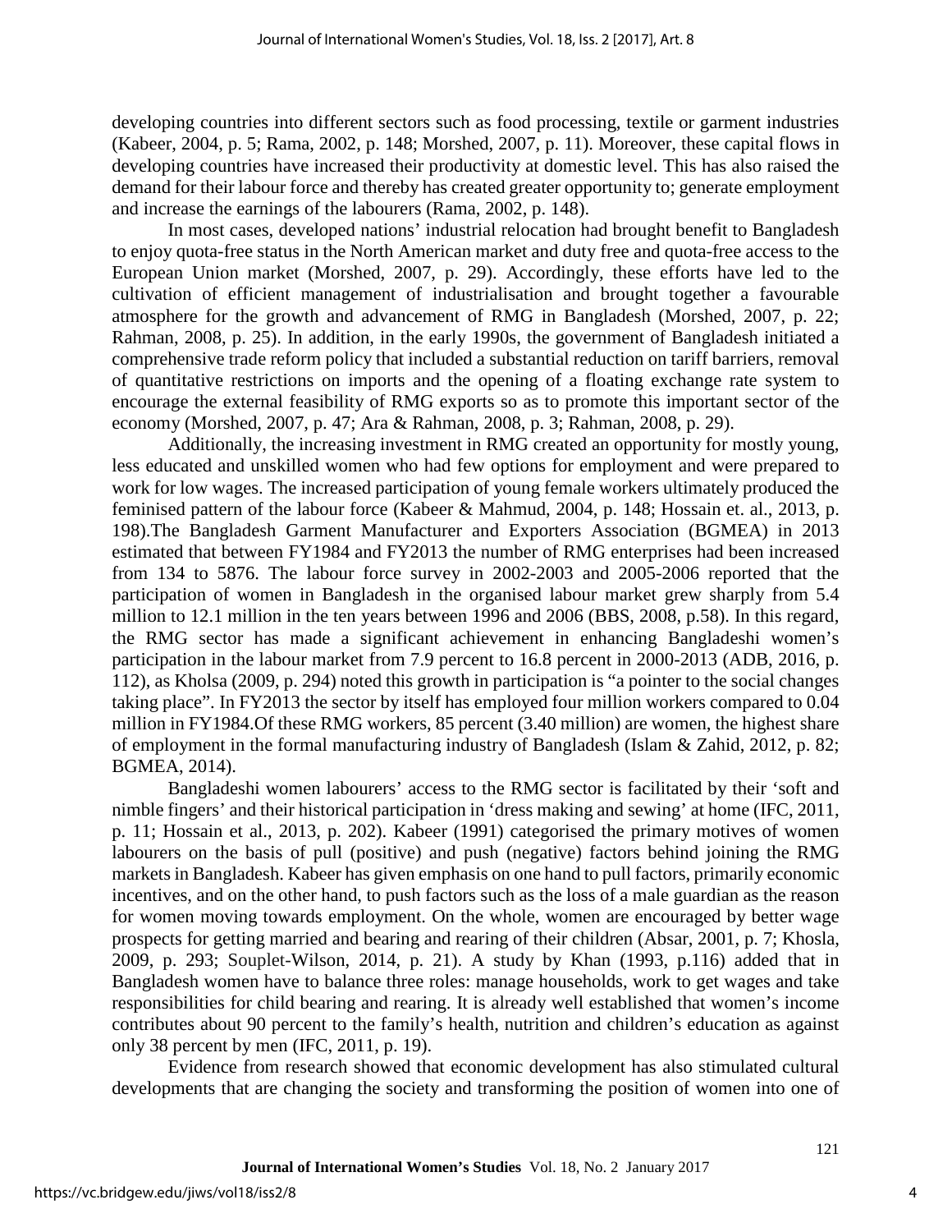developing countries into different sectors such as food processing, textile or garment industries (Kabeer, 2004, p. 5; Rama, 2002, p. 148; Morshed, 2007, p. 11). Moreover, these capital flows in developing countries have increased their productivity at domestic level. This has also raised the demand for their labour force and thereby has created greater opportunity to; generate employment and increase the earnings of the labourers (Rama, 2002, p. 148).

In most cases, developed nations' industrial relocation had brought benefit to Bangladesh to enjoy quota-free status in the North American market and duty free and quota-free access to the European Union market (Morshed, 2007, p. 29). Accordingly, these efforts have led to the cultivation of efficient management of industrialisation and brought together a favourable atmosphere for the growth and advancement of RMG in Bangladesh (Morshed, 2007, p. 22; Rahman, 2008, p. 25). In addition, in the early 1990s, the government of Bangladesh initiated a comprehensive trade reform policy that included a substantial reduction on tariff barriers, removal of quantitative restrictions on imports and the opening of a floating exchange rate system to encourage the external feasibility of RMG exports so as to promote this important sector of the economy (Morshed, 2007, p. 47; Ara & Rahman, 2008, p. 3; Rahman, 2008, p. 29).

Additionally, the increasing investment in RMG created an opportunity for mostly young, less educated and unskilled women who had few options for employment and were prepared to work for low wages. The increased participation of young female workers ultimately produced the feminised pattern of the labour force (Kabeer & Mahmud, 2004, p. 148; Hossain et. al., 2013, p. 198).The Bangladesh Garment Manufacturer and Exporters Association (BGMEA) in 2013 estimated that between FY1984 and FY2013 the number of RMG enterprises had been increased from 134 to 5876. The labour force survey in 2002-2003 and 2005-2006 reported that the participation of women in Bangladesh in the organised labour market grew sharply from 5.4 million to 12.1 million in the ten years between 1996 and 2006 (BBS, 2008, p.58). In this regard, the RMG sector has made a significant achievement in enhancing Bangladeshi women's participation in the labour market from 7.9 percent to 16.8 percent in 2000-2013 (ADB, 2016, p. 112), as Kholsa (2009, p. 294) noted this growth in participation is "a pointer to the social changes taking place". In FY2013 the sector by itself has employed four million workers compared to 0.04 million in FY1984.Of these RMG workers, 85 percent (3.40 million) are women, the highest share of employment in the formal manufacturing industry of Bangladesh (Islam & Zahid, 2012, p. 82; BGMEA, 2014).

Bangladeshi women labourers' access to the RMG sector is facilitated by their 'soft and nimble fingers' and their historical participation in 'dress making and sewing' at home (IFC, 2011, p. 11; Hossain et al., 2013, p. 202). Kabeer (1991) categorised the primary motives of women labourers on the basis of pull (positive) and push (negative) factors behind joining the RMG markets in Bangladesh. Kabeer has given emphasis on one hand to pull factors, primarily economic incentives, and on the other hand, to push factors such as the loss of a male guardian as the reason for women moving towards employment. On the whole, women are encouraged by better wage prospects for getting married and bearing and rearing of their children (Absar, 2001, p. 7; Khosla, 2009, p. 293; Souplet-Wilson, 2014, p. 21). A study by Khan (1993, p.116) added that in Bangladesh women have to balance three roles: manage households, work to get wages and take responsibilities for child bearing and rearing. It is already well established that women's income contributes about 90 percent to the family's health, nutrition and children's education as against only 38 percent by men (IFC, 2011, p. 19).

Evidence from research showed that economic development has also stimulated cultural developments that are changing the society and transforming the position of women into one of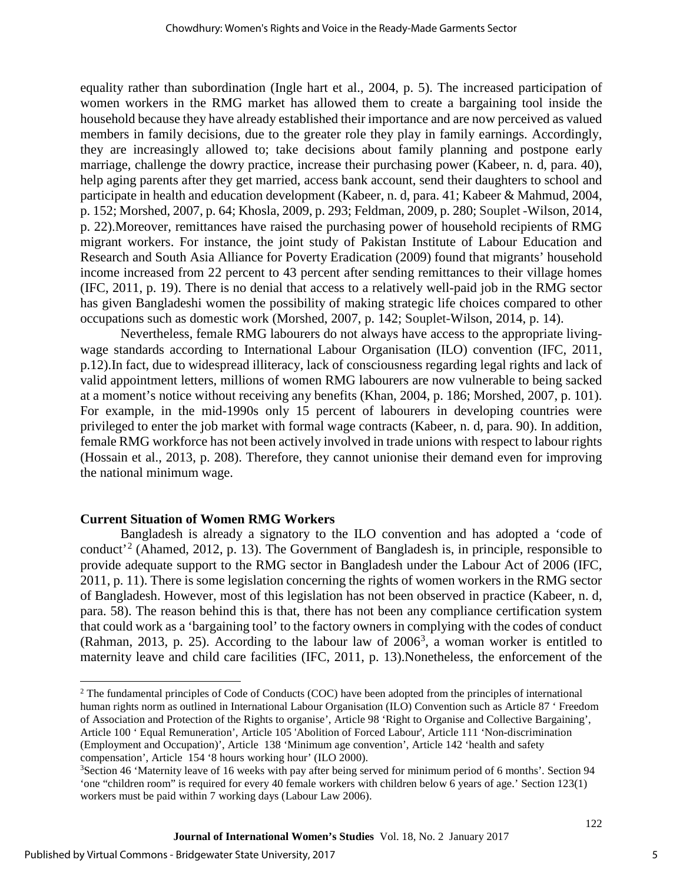equality rather than subordination (Ingle hart et al., 2004, p. 5). The increased participation of women workers in the RMG market has allowed them to create a bargaining tool inside the household because they have already established their importance and are now perceived as valued members in family decisions, due to the greater role they play in family earnings. Accordingly, they are increasingly allowed to; take decisions about family planning and postpone early marriage, challenge the dowry practice, increase their purchasing power (Kabeer, n. d, para. 40), help aging parents after they get married, access bank account, send their daughters to school and participate in health and education development (Kabeer, n. d, para. 41; Kabeer & Mahmud, 2004, p. 152; Morshed, 2007, p. 64; Khosla, 2009, p. 293; Feldman, 2009, p. 280; Souplet -Wilson, 2014, p. 22).Moreover, remittances have raised the purchasing power of household recipients of RMG migrant workers. For instance, the joint study of Pakistan Institute of Labour Education and Research and South Asia Alliance for Poverty Eradication (2009) found that migrants' household income increased from 22 percent to 43 percent after sending remittances to their village homes (IFC, 2011, p. 19). There is no denial that access to a relatively well-paid job in the RMG sector has given Bangladeshi women the possibility of making strategic life choices compared to other occupations such as domestic work (Morshed, 2007, p. 142; Souplet-Wilson, 2014, p. 14).

Nevertheless, female RMG labourers do not always have access to the appropriate living-wage standards according to International Labour Organisation (ILO) convention (IFC, 2011, p.12).In fact, due to widespread illiteracy, lack of consciousness regarding legal rights and lack of valid appointment letters, millions of women RMG labourers are now vulnerable to being sacked at a moment's notice without receiving any benefits (Khan, 2004, p. 186; Morshed, 2007, p. 101). For example, in the mid-1990s only 15 percent of labourers in developing countries were privileged to enter the job market with formal wage contracts (Kabeer, n. d, para. 90). In addition, female RMG workforce has not been actively involved in trade unions with respect to labour rights (Hossain et al., 2013, p. 208). Therefore, they cannot unionise their demand even for improving the national minimum wage.

## Current Situation of Women RMG Workers

Bangladesh is already a signatory to the ILO convention and has adopted a 'code of conduct'[2] (Ahamed, 2012, p. 13). The Government of Bangladesh is, in principle, responsible to provide adequate support to the RMG sector in Bangladesh under the Labour Act of 2006 (IFC, 2011, p. 11). There is some legislation concerning the rights of women workers in the RMG sector of Bangladesh. However, most of this legislation has not been observed in practice (Kabeer, n. d, para. 58). The reason behind this is that, there has not been any compliance certification system that could work as a 'bargaining tool' to the factory owners in complying with the codes of conduct (Rahman, 2013, p. 25). According to the labour law of 2006[3], a woman worker is entitled to maternity leave and child care facilities (IFC, 2011, p. 13).Nonetheless, the enforcement of the

---

[2] The fundamental principles of Code of Conducts (COC) have been adopted from the principles of international human rights norm as outlined in International Labour Organisation (ILO) Convention such as Article 87 ' Freedom of Association and Protection of the Rights to organise', Article 98 'Right to Organise and Collective Bargaining', Article 100 ' Equal Remuneration', Article 105 'Abolition of Forced Labour', Article 111 'Non-discrimination (Employment and Occupation)', Article 138 'Minimum age convention', Article 142 'health and safety compensation', Article 154 '8 hours working hour' (ILO 2000).

[3] Section 46 'Maternity leave of 16 weeks with pay after being served for minimum period of 6 months'. Section 94 'one "children room" is required for every 40 female workers with children below 6 years of age.' Section 123(1) workers must be paid within 7 working days (Labour Law 2006).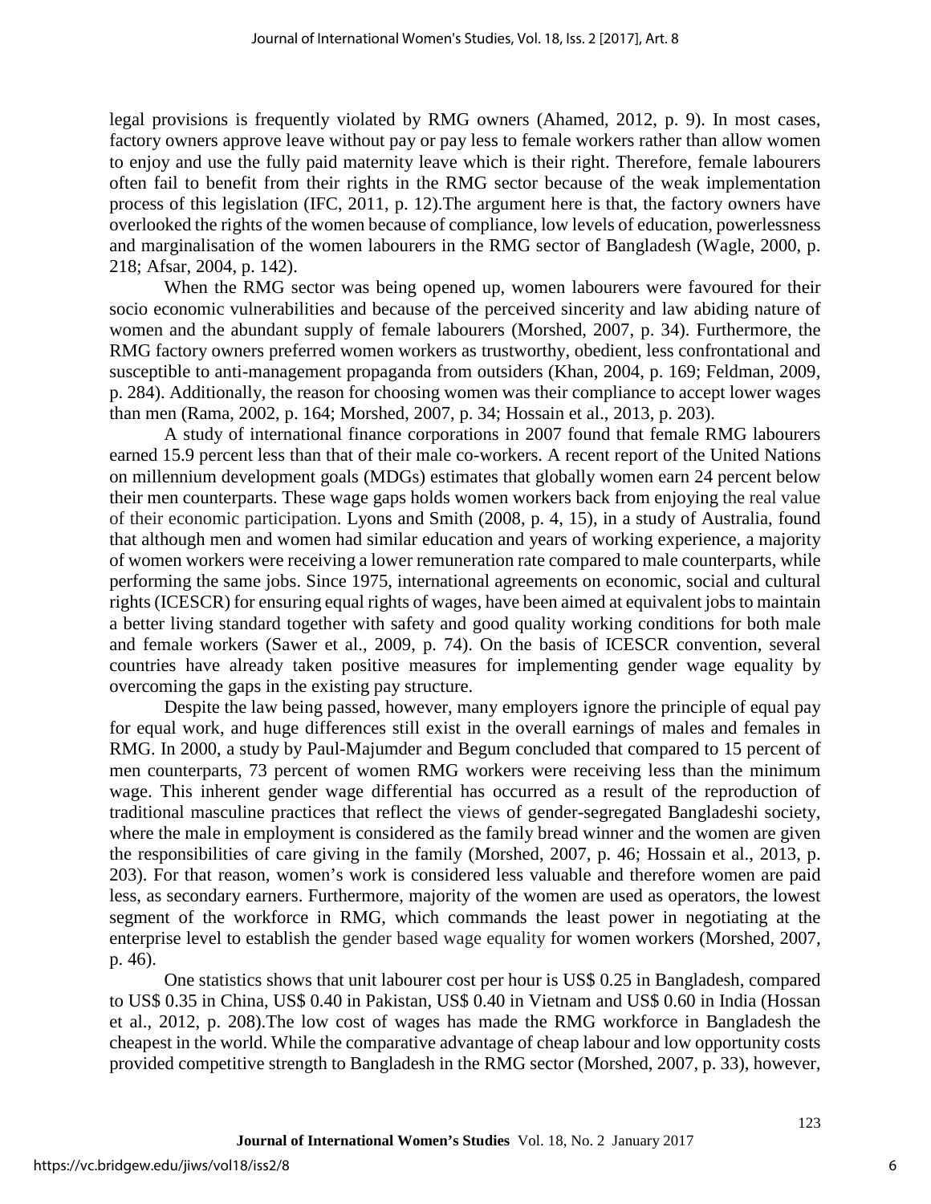legal provisions is frequently violated by RMG owners (Ahamed, 2012, p. 9). In most cases, factory owners approve leave without pay or pay less to female workers rather than allow women to enjoy and use the fully paid maternity leave which is their right. Therefore, female labourers often fail to benefit from their rights in the RMG sector because of the weak implementation process of this legislation (IFC, 2011, p. 12).The argument here is that, the factory owners have overlooked the rights of the women because of compliance, low levels of education, powerlessness and marginalisation of the women labourers in the RMG sector of Bangladesh (Wagle, 2000, p. 218; Afsar, 2004, p. 142).

When the RMG sector was being opened up, women labourers were favoured for their socio economic vulnerabilities and because of the perceived sincerity and law abiding nature of women and the abundant supply of female labourers (Morshed, 2007, p. 34). Furthermore, the RMG factory owners preferred women workers as trustworthy, obedient, less confrontational and susceptible to anti-management propaganda from outsiders (Khan, 2004, p. 169; Feldman, 2009, p. 284). Additionally, the reason for choosing women was their compliance to accept lower wages than men (Rama, 2002, p. 164; Morshed, 2007, p. 34; Hossain et al., 2013, p. 203).

A study of international finance corporations in 2007 found that female RMG labourers earned 15.9 percent less than that of their male co-workers. A recent report of the United Nations on millennium development goals (MDGs) estimates that globally women earn 24 percent below their men counterparts. These wage gaps holds women workers back from enjoying the real value of their economic participation. Lyons and Smith (2008, p. 4, 15), in a study of Australia, found that although men and women had similar education and years of working experience, a majority of women workers were receiving a lower remuneration rate compared to male counterparts, while performing the same jobs. Since 1975, international agreements on economic, social and cultural rights (ICESCR) for ensuring equal rights of wages, have been aimed at equivalent jobs to maintain a better living standard together with safety and good quality working conditions for both male and female workers (Sawer et al., 2009, p. 74). On the basis of ICESCR convention, several countries have already taken positive measures for implementing gender wage equality by overcoming the gaps in the existing pay structure.

Despite the law being passed, however, many employers ignore the principle of equal pay for equal work, and huge differences still exist in the overall earnings of males and females in RMG. In 2000, a study by Paul-Majumder and Begum concluded that compared to 15 percent of men counterparts, 73 percent of women RMG workers were receiving less than the minimum wage. This inherent gender wage differential has occurred as a result of the reproduction of traditional masculine practices that reflect the views of gender-segregated Bangladeshi society, where the male in employment is considered as the family bread winner and the women are given the responsibilities of care giving in the family (Morshed, 2007, p. 46; Hossain et al., 2013, p. 203). For that reason, women's work is considered less valuable and therefore women are paid less, as secondary earners. Furthermore, majority of the women are used as operators, the lowest segment of the workforce in RMG, which commands the least power in negotiating at the enterprise level to establish the gender based wage equality for women workers (Morshed, 2007, p. 46).

One statistics shows that unit labourer cost per hour is US$ 0.25 in Bangladesh, compared to US$ 0.35 in China, US$ 0.40 in Pakistan, US$ 0.40 in Vietnam and US$ 0.60 in India (Hossan et al., 2012, p. 208).The low cost of wages has made the RMG workforce in Bangladesh the cheapest in the world. While the comparative advantage of cheap labour and low opportunity costs provided competitive strength to Bangladesh in the RMG sector (Morshed, 2007, p. 33), however,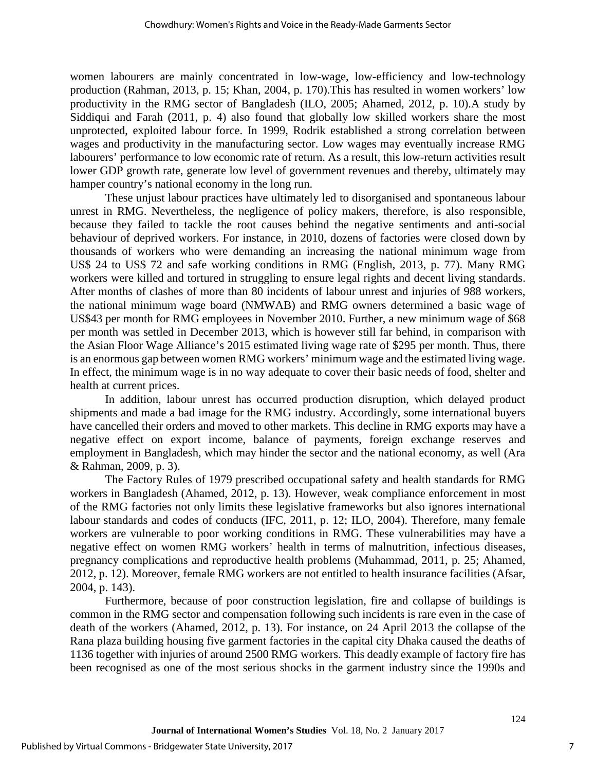women labourers are mainly concentrated in low-wage, low-efficiency and low-technology production (Rahman, 2013, p. 15; Khan, 2004, p. 170).This has resulted in women workers' low productivity in the RMG sector of Bangladesh (ILO, 2005; Ahamed, 2012, p. 10).A study by Siddiqui and Farah (2011, p. 4) also found that globally low skilled workers share the most unprotected, exploited labour force. In 1999, Rodrik established a strong correlation between wages and productivity in the manufacturing sector. Low wages may eventually increase RMG labourers' performance to low economic rate of return. As a result, this low-return activities result lower GDP growth rate, generate low level of government revenues and thereby, ultimately may hamper country's national economy in the long run.

These unjust labour practices have ultimately led to disorganised and spontaneous labour unrest in RMG. Nevertheless, the negligence of policy makers, therefore, is also responsible, because they failed to tackle the root causes behind the negative sentiments and anti-social behaviour of deprived workers. For instance, in 2010, dozens of factories were closed down by thousands of workers who were demanding an increasing the national minimum wage from US$ 24 to US$ 72 and safe working conditions in RMG (English, 2013, p. 77). Many RMG workers were killed and tortured in struggling to ensure legal rights and decent living standards. After months of clashes of more than 80 incidents of labour unrest and injuries of 988 workers, the national minimum wage board (NMWAB) and RMG owners determined a basic wage of US$43 per month for RMG employees in November 2010. Further, a new minimum wage of $68 per month was settled in December 2013, which is however still far behind, in comparison with the Asian Floor Wage Alliance's 2015 estimated living wage rate of $295 per month. Thus, there is an enormous gap between women RMG workers' minimum wage and the estimated living wage. In effect, the minimum wage is in no way adequate to cover their basic needs of food, shelter and health at current prices.

In addition, labour unrest has occurred production disruption, which delayed product shipments and made a bad image for the RMG industry. Accordingly, some international buyers have cancelled their orders and moved to other markets. This decline in RMG exports may have a negative effect on export income, balance of payments, foreign exchange reserves and employment in Bangladesh, which may hinder the sector and the national economy, as well (Ara & Rahman, 2009, p. 3).

The Factory Rules of 1979 prescribed occupational safety and health standards for RMG workers in Bangladesh (Ahamed, 2012, p. 13). However, weak compliance enforcement in most of the RMG factories not only limits these legislative frameworks but also ignores international labour standards and codes of conducts (IFC, 2011, p. 12; ILO, 2004). Therefore, many female workers are vulnerable to poor working conditions in RMG. These vulnerabilities may have a negative effect on women RMG workers' health in terms of malnutrition, infectious diseases, pregnancy complications and reproductive health problems (Muhammad, 2011, p. 25; Ahamed, 2012, p. 12). Moreover, female RMG workers are not entitled to health insurance facilities (Afsar, 2004, p. 143).

Furthermore, because of poor construction legislation, fire and collapse of buildings is common in the RMG sector and compensation following such incidents is rare even in the case of death of the workers (Ahamed, 2012, p. 13). For instance, on 24 April 2013 the collapse of the Rana plaza building housing five garment factories in the capital city Dhaka caused the deaths of 1136 together with injuries of around 2500 RMG workers. This deadly example of factory fire has been recognised as one of the most serious shocks in the garment industry since the 1990s and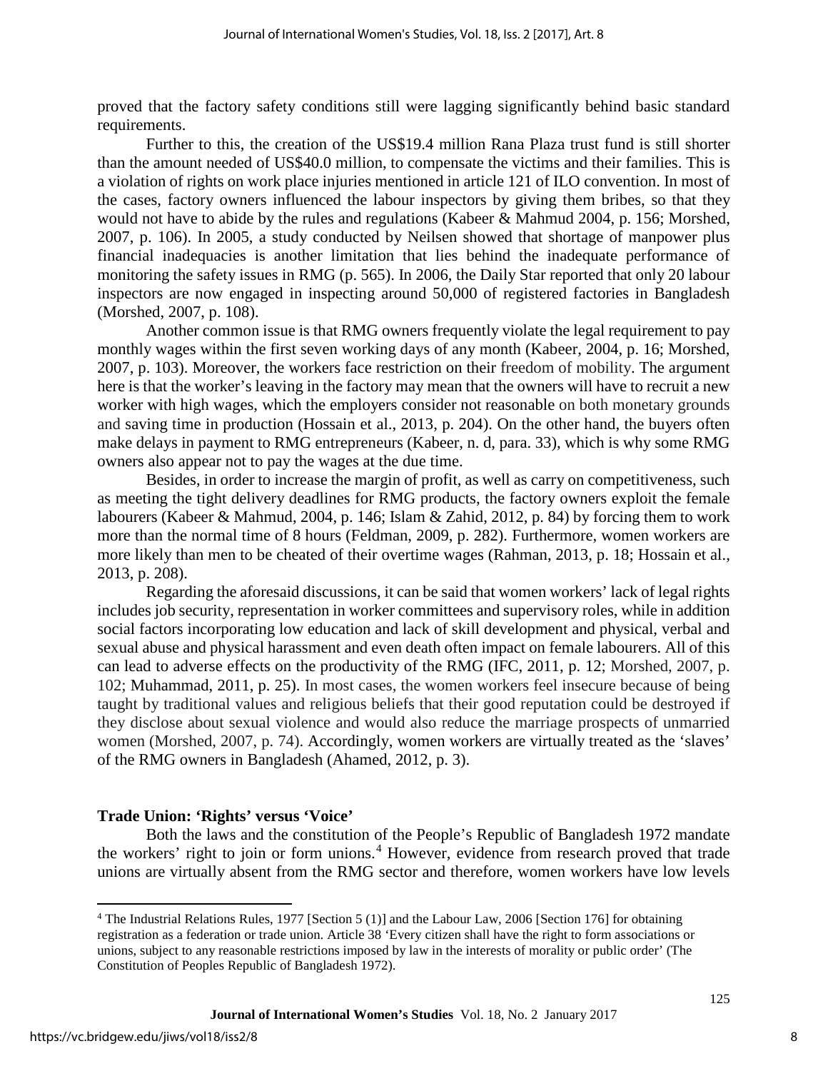proved that the factory safety conditions still were lagging significantly behind basic standard requirements.

Further to this, the creation of the US$19.4 million Rana Plaza trust fund is still shorter than the amount needed of US$40.0 million, to compensate the victims and their families. This is a violation of rights on work place injuries mentioned in article 121 of ILO convention. In most of the cases, factory owners influenced the labour inspectors by giving them bribes, so that they would not have to abide by the rules and regulations (Kabeer & Mahmud 2004, p. 156; Morshed, 2007, p. 106). In 2005, a study conducted by Neilsen showed that shortage of manpower plus financial inadequacies is another limitation that lies behind the inadequate performance of monitoring the safety issues in RMG (p. 565). In 2006, the Daily Star reported that only 20 labour inspectors are now engaged in inspecting around 50,000 of registered factories in Bangladesh (Morshed, 2007, p. 108).

Another common issue is that RMG owners frequently violate the legal requirement to pay monthly wages within the first seven working days of any month (Kabeer, 2004, p. 16; Morshed, 2007, p. 103). Moreover, the workers face restriction on their freedom of mobility. The argument here is that the worker's leaving in the factory may mean that the owners will have to recruit a new worker with high wages, which the employers consider not reasonable on both monetary grounds and saving time in production (Hossain et al., 2013, p. 204). On the other hand, the buyers often make delays in payment to RMG entrepreneurs (Kabeer, n. d, para. 33), which is why some RMG owners also appear not to pay the wages at the due time.

Besides, in order to increase the margin of profit, as well as carry on competitiveness, such as meeting the tight delivery deadlines for RMG products, the factory owners exploit the female labourers (Kabeer & Mahmud, 2004, p. 146; Islam & Zahid, 2012, p. 84) by forcing them to work more than the normal time of 8 hours (Feldman, 2009, p. 282). Furthermore, women workers are more likely than men to be cheated of their overtime wages (Rahman, 2013, p. 18; Hossain et al., 2013, p. 208).

Regarding the aforesaid discussions, it can be said that women workers' lack of legal rights includes job security, representation in worker committees and supervisory roles, while in addition social factors incorporating low education and lack of skill development and physical, verbal and sexual abuse and physical harassment and even death often impact on female labourers. All of this can lead to adverse effects on the productivity of the RMG (IFC, 2011, p. 12; Morshed, 2007, p. 102; Muhammad, 2011, p. 25). In most cases, the women workers feel insecure because of being taught by traditional values and religious beliefs that their good reputation could be destroyed if they disclose about sexual violence and would also reduce the marriage prospects of unmarried women (Morshed, 2007, p. 74). Accordingly, women workers are virtually treated as the 'slaves' of the RMG owners in Bangladesh (Ahamed, 2012, p. 3).

## Trade Union: 'Rights' versus 'Voice'

Both the laws and the constitution of the People's Republic of Bangladesh 1972 mandate the workers' right to join or form unions.[4] However, evidence from research proved that trade unions are virtually absent from the RMG sector and therefore, women workers have low levels

[4] The Industrial Relations Rules, 1977 [Section 5 (1)] and the Labour Law, 2006 [Section 176] for obtaining registration as a federation or trade union. Article 38 'Every citizen shall have the right to form associations or unions, subject to any reasonable restrictions imposed by law in the interests of morality or public order' (The Constitution of Peoples Republic of Bangladesh 1972).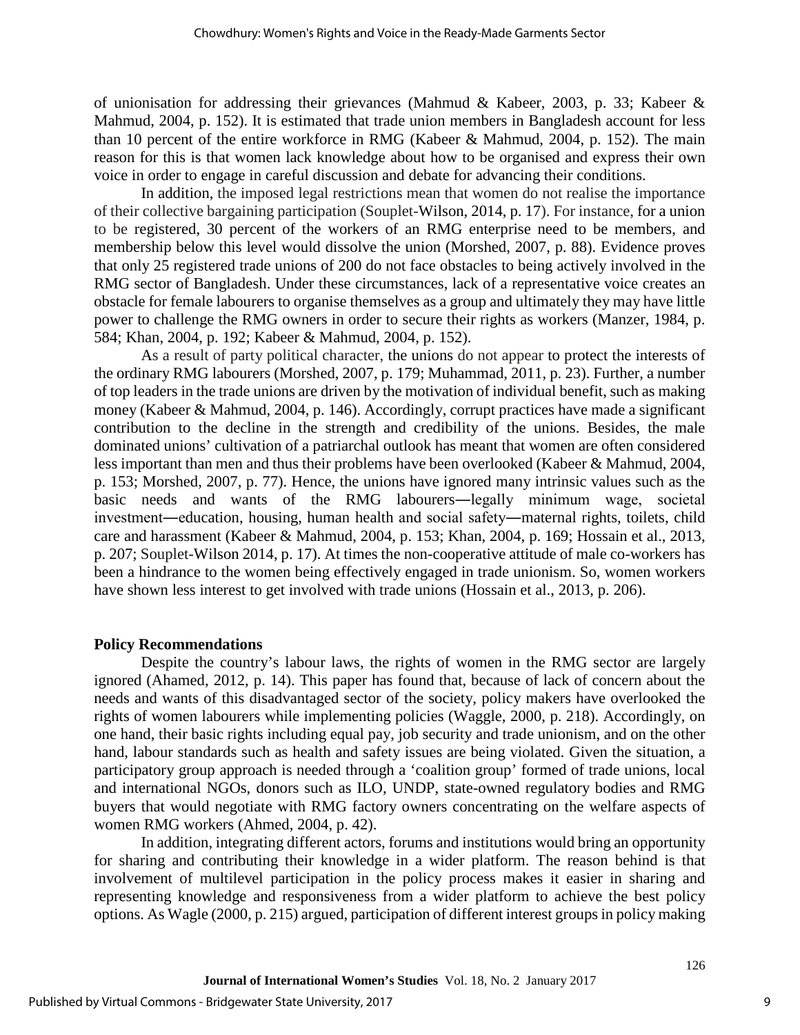of unionisation for addressing their grievances (Mahmud & Kabeer, 2003, p. 33; Kabeer & Mahmud, 2004, p. 152). It is estimated that trade union members in Bangladesh account for less than 10 percent of the entire workforce in RMG (Kabeer & Mahmud, 2004, p. 152). The main reason for this is that women lack knowledge about how to be organised and express their own voice in order to engage in careful discussion and debate for advancing their conditions.

In addition, the imposed legal restrictions mean that women do not realise the importance of their collective bargaining participation (Souplet-Wilson, 2014, p. 17). For instance, for a union to be registered, 30 percent of the workers of an RMG enterprise need to be members, and membership below this level would dissolve the union (Morshed, 2007, p. 88). Evidence proves that only 25 registered trade unions of 200 do not face obstacles to being actively involved in the RMG sector of Bangladesh. Under these circumstances, lack of a representative voice creates an obstacle for female labourers to organise themselves as a group and ultimately they may have little power to challenge the RMG owners in order to secure their rights as workers (Manzer, 1984, p. 584; Khan, 2004, p. 192; Kabeer & Mahmud, 2004, p. 152).

As a result of party political character, the unions do not appear to protect the interests of the ordinary RMG labourers (Morshed, 2007, p. 179; Muhammad, 2011, p. 23). Further, a number of top leaders in the trade unions are driven by the motivation of individual benefit, such as making money (Kabeer & Mahmud, 2004, p. 146). Accordingly, corrupt practices have made a significant contribution to the decline in the strength and credibility of the unions. Besides, the male dominated unions' cultivation of a patriarchal outlook has meant that women are often considered less important than men and thus their problems have been overlooked (Kabeer & Mahmud, 2004, p. 153; Morshed, 2007, p. 77). Hence, the unions have ignored many intrinsic values such as the basic needs and wants of the RMG labourers―legally minimum wage, societal investment―education, housing, human health and social safety―maternal rights, toilets, child care and harassment (Kabeer & Mahmud, 2004, p. 153; Khan, 2004, p. 169; Hossain et al., 2013, p. 207; Souplet-Wilson 2014, p. 17). At times the non-cooperative attitude of male co-workers has been a hindrance to the women being effectively engaged in trade unionism. So, women workers have shown less interest to get involved with trade unions (Hossain et al., 2013, p. 206).

## Policy Recommendations

Despite the country's labour laws, the rights of women in the RMG sector are largely ignored (Ahamed, 2012, p. 14). This paper has found that, because of lack of concern about the needs and wants of this disadvantaged sector of the society, policy makers have overlooked the rights of women labourers while implementing policies (Waggle, 2000, p. 218). Accordingly, on one hand, their basic rights including equal pay, job security and trade unionism, and on the other hand, labour standards such as health and safety issues are being violated. Given the situation, a participatory group approach is needed through a 'coalition group' formed of trade unions, local and international NGOs, donors such as ILO, UNDP, state-owned regulatory bodies and RMG buyers that would negotiate with RMG factory owners concentrating on the welfare aspects of women RMG workers (Ahmed, 2004, p. 42).

In addition, integrating different actors, forums and institutions would bring an opportunity for sharing and contributing their knowledge in a wider platform. The reason behind is that involvement of multilevel participation in the policy process makes it easier in sharing and representing knowledge and responsiveness from a wider platform to achieve the best policy options. As Wagle (2000, p. 215) argued, participation of different interest groups in policy making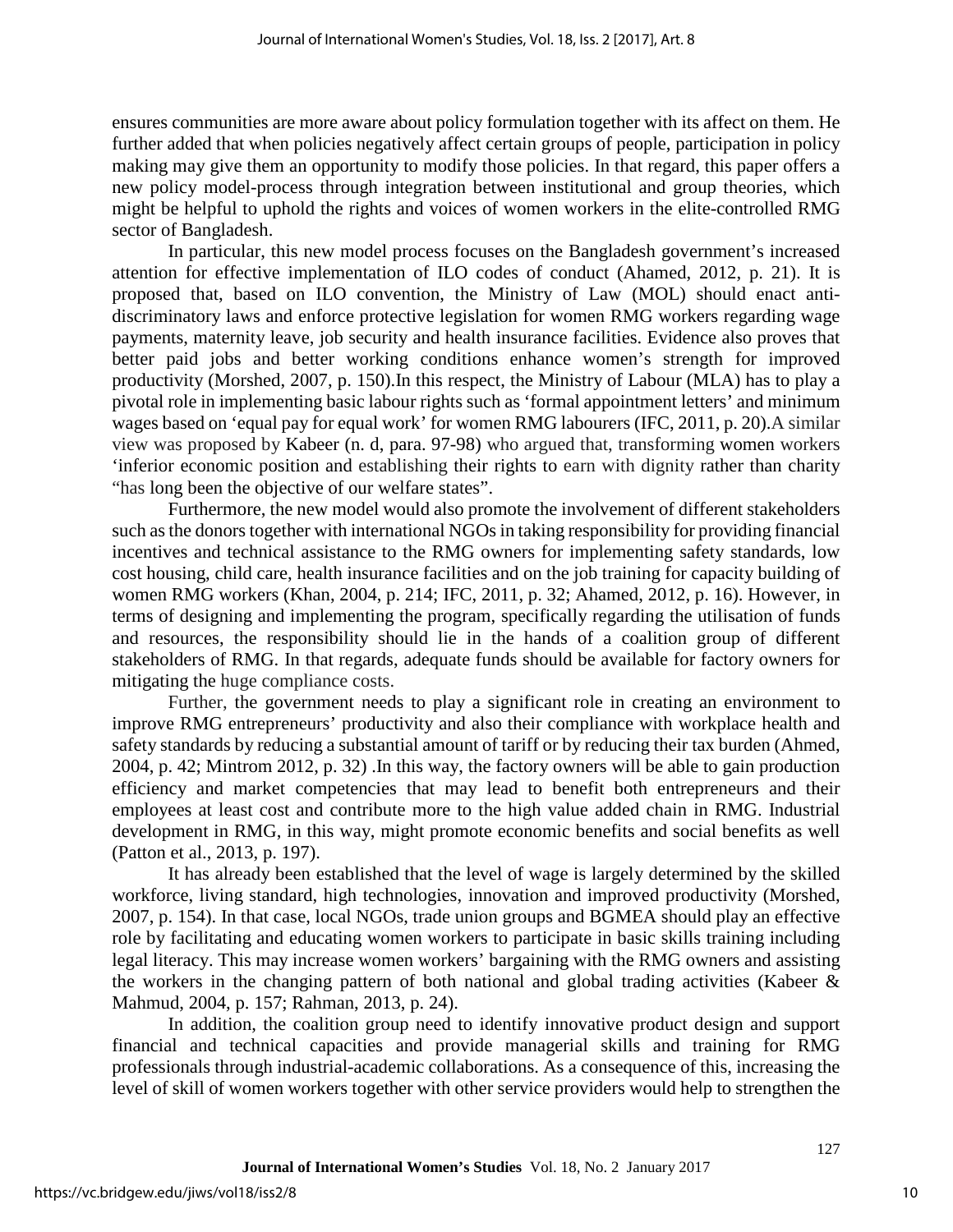ensures communities are more aware about policy formulation together with its affect on them. He further added that when policies negatively affect certain groups of people, participation in policy making may give them an opportunity to modify those policies. In that regard, this paper offers a new policy model-process through integration between institutional and group theories, which might be helpful to uphold the rights and voices of women workers in the elite-controlled RMG sector of Bangladesh.

In particular, this new model process focuses on the Bangladesh government's increased attention for effective implementation of ILO codes of conduct (Ahamed, 2012, p. 21). It is proposed that, based on ILO convention, the Ministry of Law (MOL) should enact anti-discriminatory laws and enforce protective legislation for women RMG workers regarding wage payments, maternity leave, job security and health insurance facilities. Evidence also proves that better paid jobs and better working conditions enhance women's strength for improved productivity (Morshed, 2007, p. 150).In this respect, the Ministry of Labour (MLA) has to play a pivotal role in implementing basic labour rights such as 'formal appointment letters' and minimum wages based on 'equal pay for equal work' for women RMG labourers (IFC, 2011, p. 20).A similar view was proposed by Kabeer (n. d, para. 97-98) who argued that, transforming women workers 'inferior economic position and establishing their rights to earn with dignity rather than charity "has long been the objective of our welfare states".

Furthermore, the new model would also promote the involvement of different stakeholders such as the donors together with international NGOs in taking responsibility for providing financial incentives and technical assistance to the RMG owners for implementing safety standards, low cost housing, child care, health insurance facilities and on the job training for capacity building of women RMG workers (Khan, 2004, p. 214; IFC, 2011, p. 32; Ahamed, 2012, p. 16). However, in terms of designing and implementing the program, specifically regarding the utilisation of funds and resources, the responsibility should lie in the hands of a coalition group of different stakeholders of RMG. In that regards, adequate funds should be available for factory owners for mitigating the huge compliance costs.

Further, the government needs to play a significant role in creating an environment to improve RMG entrepreneurs' productivity and also their compliance with workplace health and safety standards by reducing a substantial amount of tariff or by reducing their tax burden (Ahmed, 2004, p. 42; Mintrom 2012, p. 32) .In this way, the factory owners will be able to gain production efficiency and market competencies that may lead to benefit both entrepreneurs and their employees at least cost and contribute more to the high value added chain in RMG. Industrial development in RMG, in this way, might promote economic benefits and social benefits as well (Patton et al., 2013, p. 197).

It has already been established that the level of wage is largely determined by the skilled workforce, living standard, high technologies, innovation and improved productivity (Morshed, 2007, p. 154). In that case, local NGOs, trade union groups and BGMEA should play an effective role by facilitating and educating women workers to participate in basic skills training including legal literacy. This may increase women workers' bargaining with the RMG owners and assisting the workers in the changing pattern of both national and global trading activities (Kabeer & Mahmud, 2004, p. 157; Rahman, 2013, p. 24).

In addition, the coalition group need to identify innovative product design and support financial and technical capacities and provide managerial skills and training for RMG professionals through industrial-academic collaborations. As a consequence of this, increasing the level of skill of women workers together with other service providers would help to strengthen the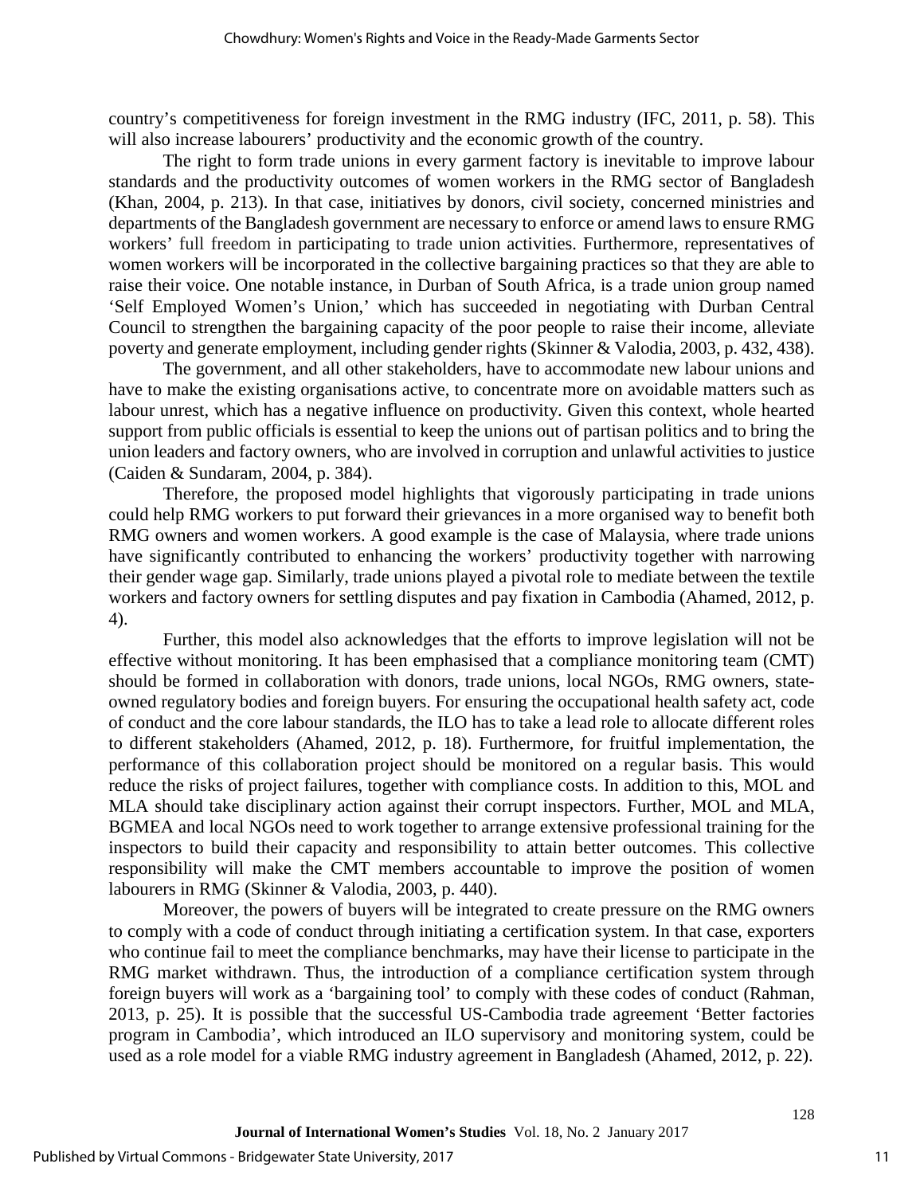country's competitiveness for foreign investment in the RMG industry (IFC, 2011, p. 58). This will also increase labourers' productivity and the economic growth of the country.

The right to form trade unions in every garment factory is inevitable to improve labour standards and the productivity outcomes of women workers in the RMG sector of Bangladesh (Khan, 2004, p. 213). In that case, initiatives by donors, civil society, concerned ministries and departments of the Bangladesh government are necessary to enforce or amend laws to ensure RMG workers' full freedom in participating to trade union activities. Furthermore, representatives of women workers will be incorporated in the collective bargaining practices so that they are able to raise their voice. One notable instance, in Durban of South Africa, is a trade union group named 'Self Employed Women's Union,' which has succeeded in negotiating with Durban Central Council to strengthen the bargaining capacity of the poor people to raise their income, alleviate poverty and generate employment, including gender rights (Skinner & Valodia, 2003, p. 432, 438).

The government, and all other stakeholders, have to accommodate new labour unions and have to make the existing organisations active, to concentrate more on avoidable matters such as labour unrest, which has a negative influence on productivity. Given this context, whole hearted support from public officials is essential to keep the unions out of partisan politics and to bring the union leaders and factory owners, who are involved in corruption and unlawful activities to justice (Caiden & Sundaram, 2004, p. 384).

Therefore, the proposed model highlights that vigorously participating in trade unions could help RMG workers to put forward their grievances in a more organised way to benefit both RMG owners and women workers. A good example is the case of Malaysia, where trade unions have significantly contributed to enhancing the workers' productivity together with narrowing their gender wage gap. Similarly, trade unions played a pivotal role to mediate between the textile workers and factory owners for settling disputes and pay fixation in Cambodia (Ahamed, 2012, p. 4).

Further, this model also acknowledges that the efforts to improve legislation will not be effective without monitoring. It has been emphasised that a compliance monitoring team (CMT) should be formed in collaboration with donors, trade unions, local NGOs, RMG owners, state-owned regulatory bodies and foreign buyers. For ensuring the occupational health safety act, code of conduct and the core labour standards, the ILO has to take a lead role to allocate different roles to different stakeholders (Ahamed, 2012, p. 18). Furthermore, for fruitful implementation, the performance of this collaboration project should be monitored on a regular basis. This would reduce the risks of project failures, together with compliance costs. In addition to this, MOL and MLA should take disciplinary action against their corrupt inspectors. Further, MOL and MLA, BGMEA and local NGOs need to work together to arrange extensive professional training for the inspectors to build their capacity and responsibility to attain better outcomes. This collective responsibility will make the CMT members accountable to improve the position of women labourers in RMG (Skinner & Valodia, 2003, p. 440).

Moreover, the powers of buyers will be integrated to create pressure on the RMG owners to comply with a code of conduct through initiating a certification system. In that case, exporters who continue fail to meet the compliance benchmarks, may have their license to participate in the RMG market withdrawn. Thus, the introduction of a compliance certification system through foreign buyers will work as a 'bargaining tool' to comply with these codes of conduct (Rahman, 2013, p. 25). It is possible that the successful US-Cambodia trade agreement 'Better factories program in Cambodia', which introduced an ILO supervisory and monitoring system, could be used as a role model for a viable RMG industry agreement in Bangladesh (Ahamed, 2012, p. 22).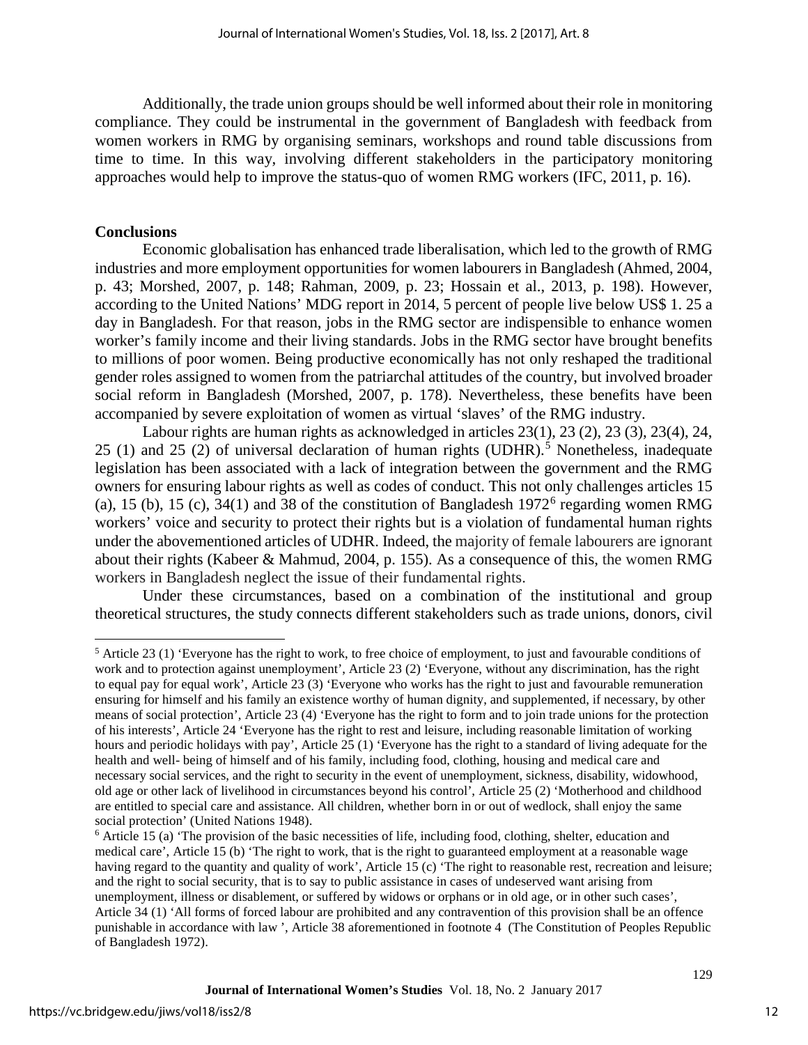Additionally, the trade union groups should be well informed about their role in monitoring compliance. They could be instrumental in the government of Bangladesh with feedback from women workers in RMG by organising seminars, workshops and round table discussions from time to time. In this way, involving different stakeholders in the participatory monitoring approaches would help to improve the status-quo of women RMG workers (IFC, 2011, p. 16).

## Conclusions

Economic globalisation has enhanced trade liberalisation, which led to the growth of RMG industries and more employment opportunities for women labourers in Bangladesh (Ahmed, 2004, p. 43; Morshed, 2007, p. 148; Rahman, 2009, p. 23; Hossain et al., 2013, p. 198). However, according to the United Nations' MDG report in 2014, 5 percent of people live below US$ 1. 25 a day in Bangladesh. For that reason, jobs in the RMG sector are indispensible to enhance women worker's family income and their living standards. Jobs in the RMG sector have brought benefits to millions of poor women. Being productive economically has not only reshaped the traditional gender roles assigned to women from the patriarchal attitudes of the country, but involved broader social reform in Bangladesh (Morshed, 2007, p. 178). Nevertheless, these benefits have been accompanied by severe exploitation of women as virtual 'slaves' of the RMG industry.

Labour rights are human rights as acknowledged in articles 23(1), 23 (2), 23 (3), 23(4), 24, 25 (1) and 25 (2) of universal declaration of human rights (UDHR).[5] Nonetheless, inadequate legislation has been associated with a lack of integration between the government and the RMG owners for ensuring labour rights as well as codes of conduct. This not only challenges articles 15 (a), 15 (b), 15 (c), 34(1) and 38 of the constitution of Bangladesh 1972[6] regarding women RMG workers' voice and security to protect their rights but is a violation of fundamental human rights under the abovementioned articles of UDHR. Indeed, the majority of female labourers are ignorant about their rights (Kabeer & Mahmud, 2004, p. 155). As a consequence of this, the women RMG workers in Bangladesh neglect the issue of their fundamental rights.

Under these circumstances, based on a combination of the institutional and group theoretical structures, the study connects different stakeholders such as trade unions, donors, civil

---

[5] Article 23 (1) 'Everyone has the right to work, to free choice of employment, to just and favourable conditions of work and to protection against unemployment', Article 23 (2) 'Everyone, without any discrimination, has the right to equal pay for equal work', Article 23 (3) 'Everyone who works has the right to just and favourable remuneration ensuring for himself and his family an existence worthy of human dignity, and supplemented, if necessary, by other means of social protection', Article 23 (4) 'Everyone has the right to form and to join trade unions for the protection of his interests', Article 24 'Everyone has the right to rest and leisure, including reasonable limitation of working hours and periodic holidays with pay', Article 25 (1) 'Everyone has the right to a standard of living adequate for the health and well- being of himself and of his family, including food, clothing, housing and medical care and necessary social services, and the right to security in the event of unemployment, sickness, disability, widowhood, old age or other lack of livelihood in circumstances beyond his control', Article 25 (2) 'Motherhood and childhood are entitled to special care and assistance. All children, whether born in or out of wedlock, shall enjoy the same social protection' (United Nations 1948).

[6] Article 15 (a) 'The provision of the basic necessities of life, including food, clothing, shelter, education and medical care', Article 15 (b) 'The right to work, that is the right to guaranteed employment at a reasonable wage having regard to the quantity and quality of work', Article 15 (c) 'The right to reasonable rest, recreation and leisure; and the right to social security, that is to say to public assistance in cases of undeserved want arising from unemployment, illness or disablement, or suffered by widows or orphans or in old age, or in other such cases', Article 34 (1) 'All forms of forced labour are prohibited and any contravention of this provision shall be an offence punishable in accordance with law ', Article 38 aforementioned in footnote 4 (The Constitution of Peoples Republic of Bangladesh 1972).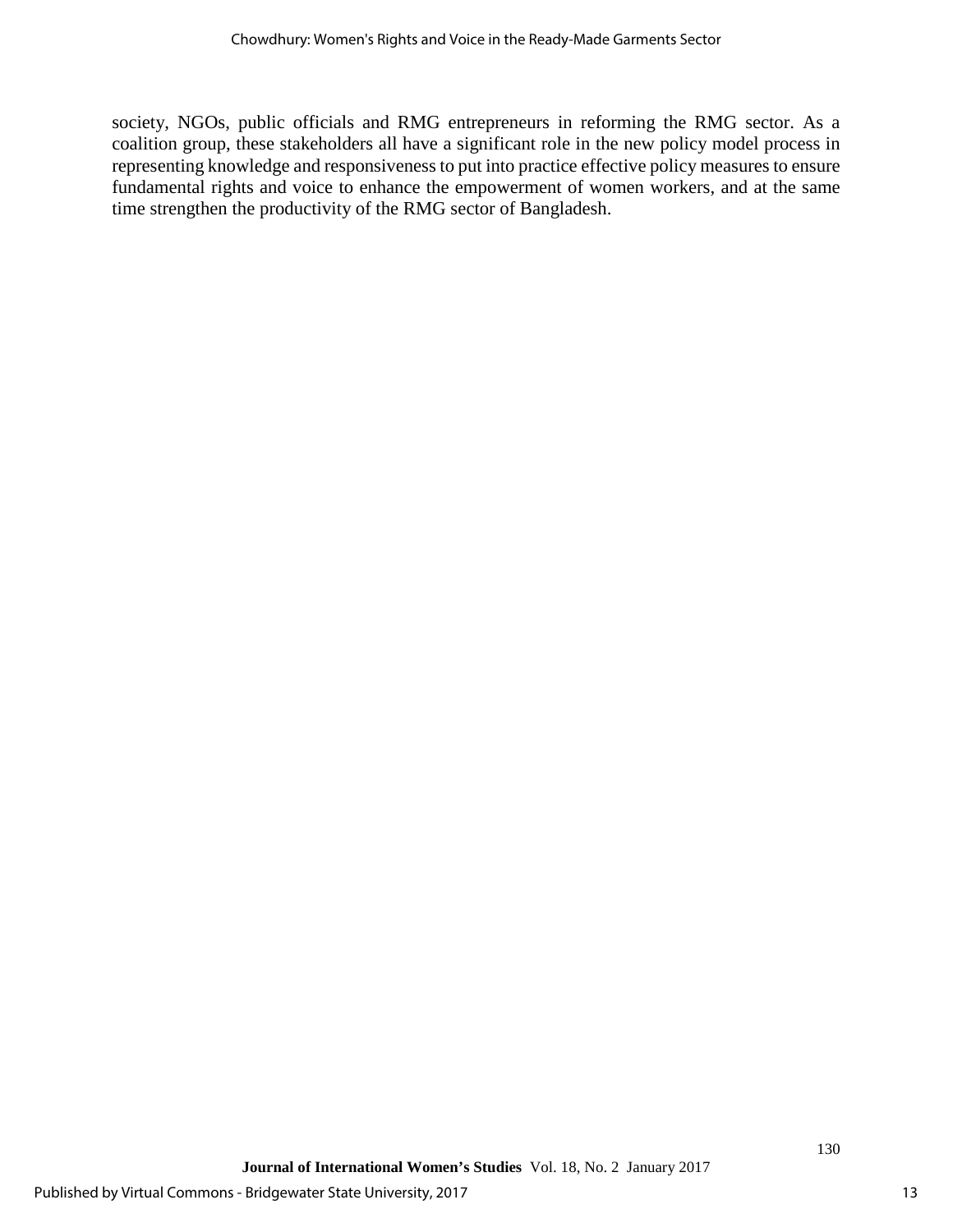society, NGOs, public officials and RMG entrepreneurs in reforming the RMG sector. As a coalition group, these stakeholders all have a significant role in the new policy model process in representing knowledge and responsiveness to put into practice effective policy measures to ensure fundamental rights and voice to enhance the empowerment of women workers, and at the same time strengthen the productivity of the RMG sector of Bangladesh.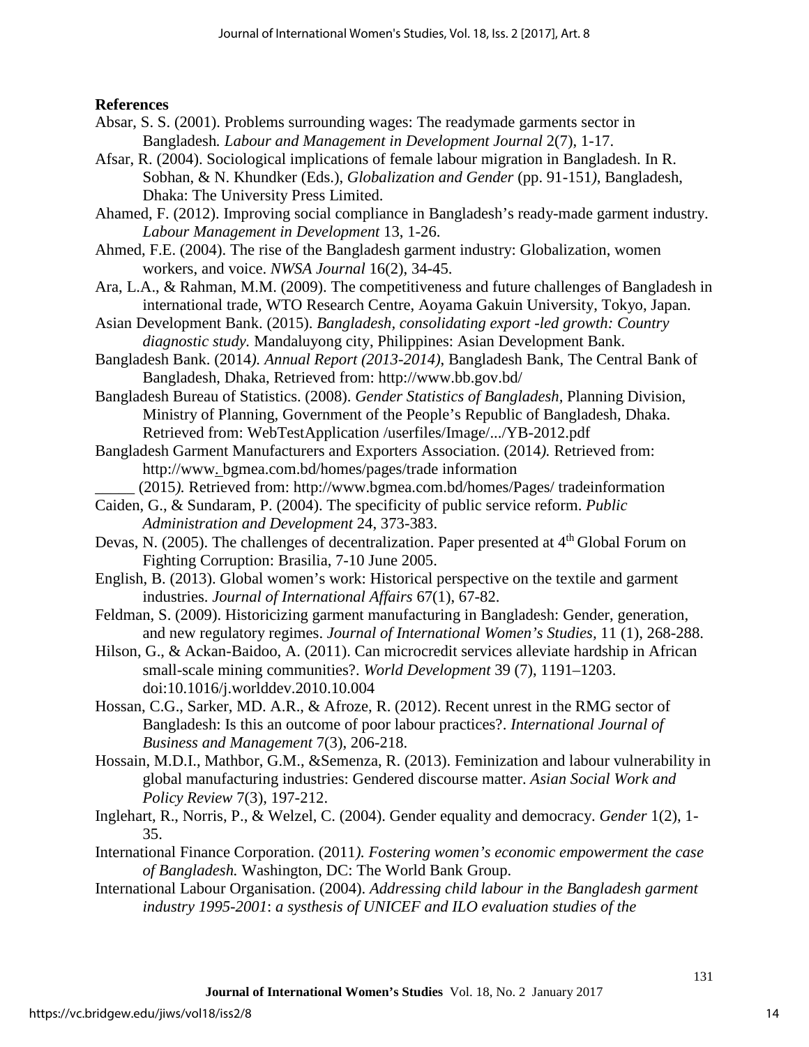**References**

Absar, S. S. (2001). Problems surrounding wages: The readymade garments sector in Bangladesh*. Labour and Management in Development Journal* 2(7), 1-17.

Afsar, R. (2004). Sociological implications of female labour migration in Bangladesh. In R. Sobhan, & N. Khundker (Eds.), *Globalization and Gender* (pp. 91-151*)*, Bangladesh, Dhaka: The University Press Limited.

Ahamed, F. (2012). Improving social compliance in Bangladesh's ready-made garment industry. *Labour Management in Development* 13, 1-26.

Ahmed, F.E. (2004). The rise of the Bangladesh garment industry: Globalization, women workers, and voice. *NWSA Journal* 16(2), 34-45.

Ara, L.A., & Rahman, M.M. (2009). The competitiveness and future challenges of Bangladesh in international trade, WTO Research Centre, Aoyama Gakuin University, Tokyo, Japan.

Asian Development Bank. (2015). *Bangladesh, consolidating export -led growth: Country diagnostic study.* Mandaluyong city, Philippines: Asian Development Bank.

Bangladesh Bank. (2014*). Annual Report (2013-2014)*, Bangladesh Bank, The Central Bank of Bangladesh, Dhaka, Retrieved from: http://www.bb.gov.bd/

Bangladesh Bureau of Statistics. (2008). *Gender Statistics of Bangladesh*, Planning Division, Ministry of Planning, Government of the People's Republic of Bangladesh, Dhaka. Retrieved from: WebTestApplication /userfiles/Image/.../YB-2012.pdf

Bangladesh Garment Manufacturers and Exporters Association. (2014*).* Retrieved from: http://www. bgmea.com.bd/homes/pages/trade information

_____ (2015*).* Retrieved from: http://www.bgmea.com.bd/homes/Pages/ tradeinformation

Caiden, G., & Sundaram, P. (2004). The specificity of public service reform. *Public Administration and Development* 24, 373-383.

Devas, N. (2005). The challenges of decentralization. Paper presented at 4th Global Forum on Fighting Corruption: Brasilia, 7-10 June 2005.

English, B. (2013). Global women's work: Historical perspective on the textile and garment industries. *Journal of International Affairs* 67(1), 67-82.

Feldman, S. (2009). Historicizing garment manufacturing in Bangladesh: Gender, generation, and new regulatory regimes. *Journal of International Women's Studies*, 11 (1), 268-288.

Hilson, G., & Ackan-Baidoo, A. (2011). Can microcredit services alleviate hardship in African small-scale mining communities?. *World Development* 39 (7), 1191–1203. doi:10.1016/j.worlddev.2010.10.004

Hossan, C.G., Sarker, MD. A.R., & Afroze, R. (2012). Recent unrest in the RMG sector of Bangladesh: Is this an outcome of poor labour practices?. *International Journal of Business and Management* 7(3), 206-218.

Hossain, M.D.I., Mathbor, G.M., &Semenza, R. (2013). Feminization and labour vulnerability in global manufacturing industries: Gendered discourse matter. *Asian Social Work and Policy Review* 7(3), 197-212.

Inglehart, R., Norris, P., & Welzel, C. (2004). Gender equality and democracy. *Gender* 1(2), 1-35.

International Finance Corporation. (2011*). Fostering women's economic empowerment the case of Bangladesh.* Washington, DC: The World Bank Group.

International Labour Organisation. (2004). *Addressing child labour in the Bangladesh garment industry 1995-2001*: *a systhesis of UNICEF and ILO evaluation studies of the*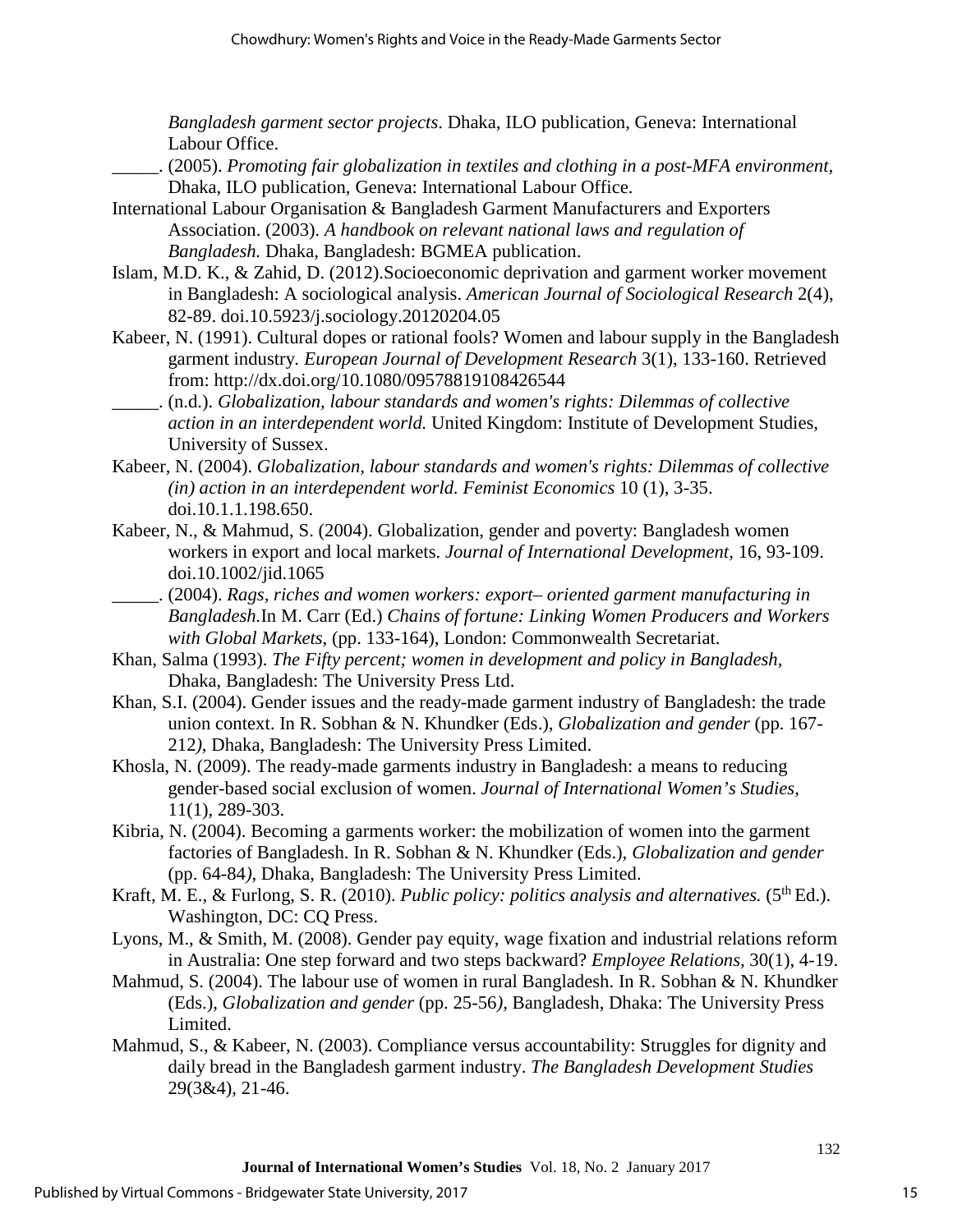*Bangladesh garment sector projects*. Dhaka, ILO publication, Geneva: International Labour Office.

_____. (2005). *Promoting fair globalization in textiles and clothing in a post-MFA environment,* Dhaka, ILO publication, Geneva: International Labour Office.

International Labour Organisation & Bangladesh Garment Manufacturers and Exporters Association. (2003). *A handbook on relevant national laws and regulation of Bangladesh.* Dhaka, Bangladesh: BGMEA publication.

Islam, M.D. K., & Zahid, D. (2012).Socioeconomic deprivation and garment worker movement in Bangladesh: A sociological analysis. *American Journal of Sociological Research* 2(4), 82-89. doi.10.5923/j.sociology.20120204.05

Kabeer, N. (1991). Cultural dopes or rational fools? Women and labour supply in the Bangladesh garment industry. *European Journal of Development Research* 3(1), 133-160. Retrieved from: http://dx.doi.org/10.1080/09578819108426544

_____. (n.d.). *Globalization, labour standards and women's rights: Dilemmas of collective action in an interdependent world.* United Kingdom: Institute of Development Studies, University of Sussex.

Kabeer, N. (2004). *Globalization, labour standards and women's rights: Dilemmas of collective (in) action in an interdependent world. Feminist Economics* 10 (1), 3-35. doi.10.1.1.198.650.

Kabeer, N., & Mahmud, S. (2004). Globalization, gender and poverty: Bangladesh women workers in export and local markets. *Journal of International Development*, 16, 93-109. doi.10.1002/jid.1065

_____. (2004). *Rags, riches and women workers: export– oriented garment manufacturing in Bangladesh.*In M. Carr (Ed.) *Chains of fortune: Linking Women Producers and Workers with Global Markets*, (pp. 133-164), London: Commonwealth Secretariat.

Khan, Salma (1993). *The Fifty percent; women in development and policy in Bangladesh,* Dhaka, Bangladesh: The University Press Ltd.

Khan, S.I. (2004). Gender issues and the ready-made garment industry of Bangladesh: the trade union context. In R. Sobhan & N. Khundker (Eds.), *Globalization and gender* (pp. 167-212*)*, Dhaka, Bangladesh: The University Press Limited.

Khosla, N. (2009). The ready-made garments industry in Bangladesh: a means to reducing gender-based social exclusion of women. *Journal of International Women's Studies*, 11(1), 289-303.

Kibria, N. (2004). Becoming a garments worker: the mobilization of women into the garment factories of Bangladesh. In R. Sobhan & N. Khundker (Eds.), *Globalization and gender* (pp. 64-84*)*, Dhaka, Bangladesh: The University Press Limited.

Kraft, M. E., & Furlong, S. R. (2010). *Public policy: politics analysis and alternatives.* (5th Ed.). Washington, DC: CQ Press.

Lyons, M., & Smith, M. (2008). Gender pay equity, wage fixation and industrial relations reform in Australia: One step forward and two steps backward? *Employee Relations,* 30(1), 4-19.

Mahmud, S. (2004). The labour use of women in rural Bangladesh. In R. Sobhan & N. Khundker (Eds.), *Globalization and gender* (pp. 25-56*)*, Bangladesh, Dhaka: The University Press Limited.

Mahmud, S., & Kabeer, N. (2003). Compliance versus accountability: Struggles for dignity and daily bread in the Bangladesh garment industry. *The Bangladesh Development Studies* 29(3&4), 21-46.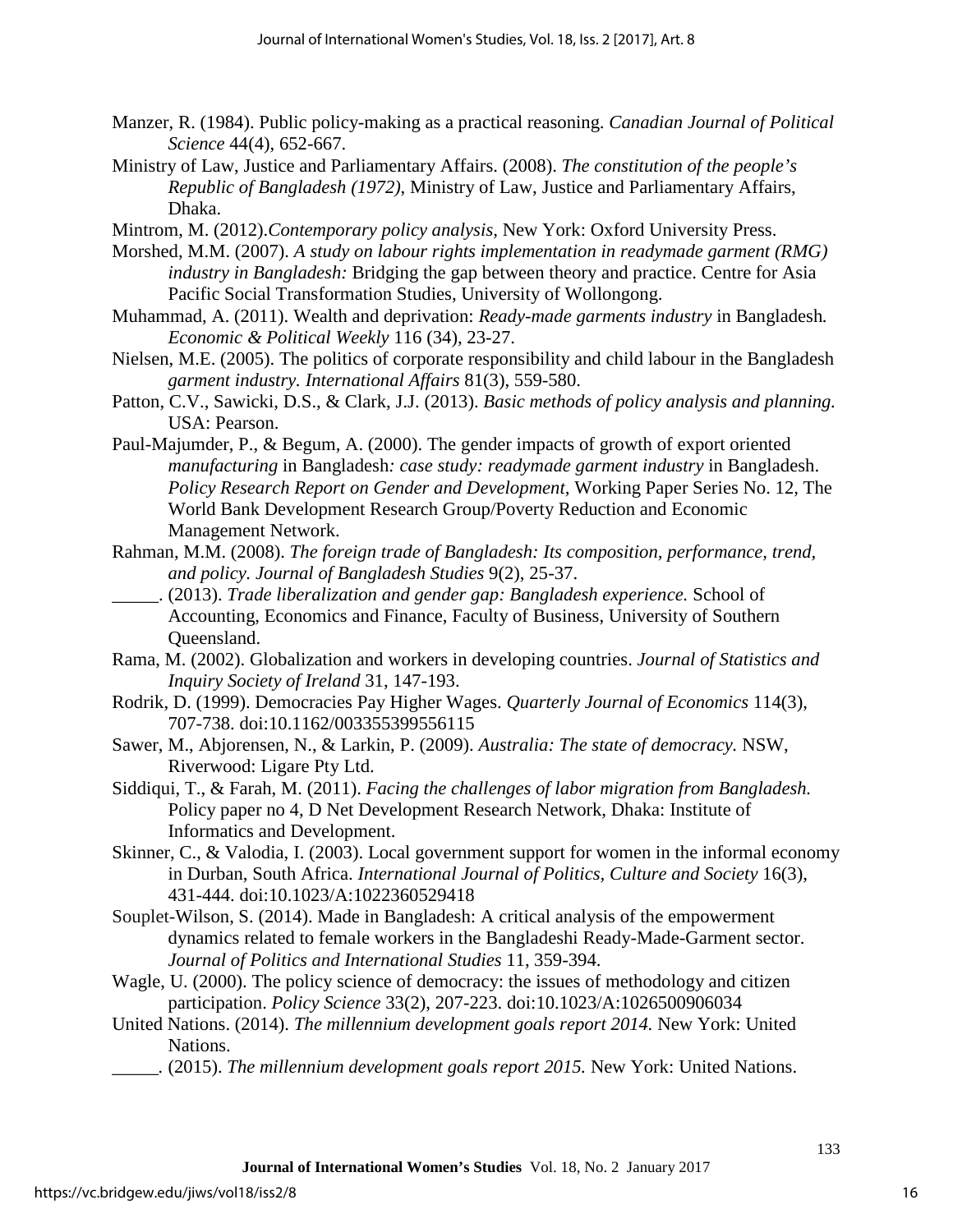Manzer, R. (1984). Public policy-making as a practical reasoning. *Canadian Journal of Political Science* 44(4), 652-667.

Ministry of Law, Justice and Parliamentary Affairs. (2008). *The constitution of the people's Republic of Bangladesh (1972),* Ministry of Law, Justice and Parliamentary Affairs, Dhaka.

Mintrom, M. (2012).*Contemporary policy analysis,* New York: Oxford University Press.

Morshed, M.M. (2007). *A study on labour rights implementation in readymade garment (RMG) industry in Bangladesh:* Bridging the gap between theory and practice. Centre for Asia Pacific Social Transformation Studies, University of Wollongong.

Muhammad, A. (2011). Wealth and deprivation: *Ready-made garments industry* in Bangladesh*. Economic & Political Weekly* 116 (34), 23-27.

Nielsen, M.E. (2005). The politics of corporate responsibility and child labour in the Bangladesh *garment industry. International Affairs* 81(3), 559-580.

Patton, C.V., Sawicki, D.S., & Clark, J.J. (2013). *Basic methods of policy analysis and planning.* USA: Pearson.

Paul-Majumder, P., & Begum, A. (2000). The gender impacts of growth of export oriented *manufacturing* in Bangladesh*: case study: readymade garment industry* in Bangladesh. *Policy Research Report on Gender and Development*, Working Paper Series No. 12, The World Bank Development Research Group/Poverty Reduction and Economic Management Network.

Rahman, M.M. (2008). *The foreign trade of Bangladesh: Its composition, performance, trend, and policy. Journal of Bangladesh Studies* 9(2), 25-37.

_____. (2013). *Trade liberalization and gender gap: Bangladesh experience.* School of Accounting, Economics and Finance, Faculty of Business, University of Southern Queensland.

Rama, M. (2002). Globalization and workers in developing countries. *Journal of Statistics and Inquiry Society of Ireland* 31, 147-193.

Rodrik, D. (1999). Democracies Pay Higher Wages. *Quarterly Journal of Economics* 114(3), 707-738. doi:10.1162/003355399556115

Sawer, M., Abjorensen, N., & Larkin, P. (2009). *Australia: The state of democracy.* NSW, Riverwood: Ligare Pty Ltd.

Siddiqui, T., & Farah, M. (2011). *Facing the challenges of labor migration from Bangladesh.* Policy paper no 4, D Net Development Research Network, Dhaka: Institute of Informatics and Development.

Skinner, C., & Valodia, I. (2003). Local government support for women in the informal economy in Durban, South Africa. *International Journal of Politics, Culture and Society* 16(3), 431-444. doi:10.1023/A:1022360529418

Souplet-Wilson, S. (2014). Made in Bangladesh: A critical analysis of the empowerment dynamics related to female workers in the Bangladeshi Ready-Made-Garment sector. *Journal of Politics and International Studies* 11, 359-394.

Wagle, U. (2000). The policy science of democracy: the issues of methodology and citizen participation. *Policy Science* 33(2), 207-223. doi:10.1023/A:1026500906034

United Nations. (2014). *The millennium development goals report 2014.* New York: United Nations.

_____. (2015). *The millennium development goals report 2015.* New York: United Nations.